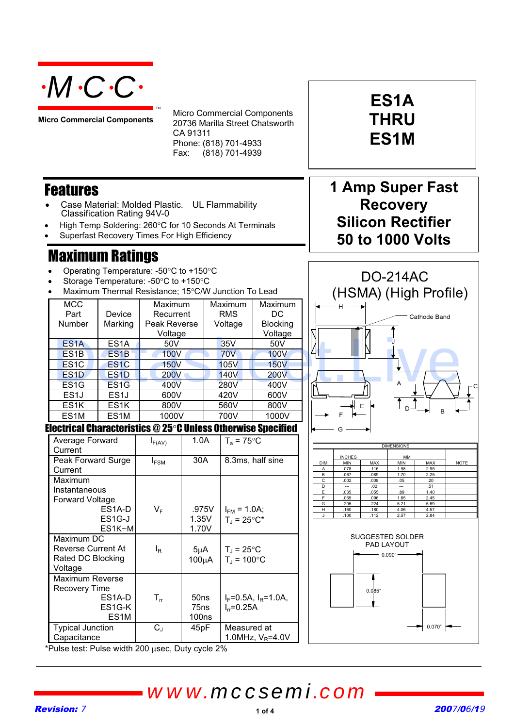# ·M·C·C·

**Micro Commercial Components**

Micro Commercial Components
20736 Marilla Street Chatsworth
CA 91311
Phone: (818) 701-4933
Fax: (818) 701-4939

# ES1A THRU ES1M

## 1 Amp Super Fast Recovery Silicon Rectifier 50 to 1000 Volts

## Features

- Case Material: Molded Plastic. UL Flammability Classification Rating 94V-0
- High Temp Soldering: 260°C for 10 Seconds At Terminals
- Superfast Recovery Times For High Efficiency

## Maximum Ratings

- Operating Temperature: -50°C to +150°C
- Storage Temperature: -50°C to +150°C
- Maximum Thermal Resistance; 15°C/W Junction To Lead

| MCC Part Number | Device Marking | Maximum Recurrent Peak Reverse Voltage | Maximum RMS Voltage | Maximum DC Blocking Voltage |
|---|---|---|---|---|
| ES1A | ES1A | 50V | 35V | 50V |
| ES1B | ES1B | 100V | 70V | 100V |
| ES1C | ES1C | 150V | 105V | 150V |
| ES1D | ES1D | 200V | 140V | 200V |
| ES1G | ES1G | 400V | 280V | 400V |
| ES1J | ES1J | 600V | 420V | 600V |
| ES1K | ES1K | 800V | 560V | 800V |
| ES1M | ES1M | 1000V | 700V | 1000V |

## Electrical Characteristics @ 25°C Unless Otherwise Specified

| | | | |
|---|---|---|---|
| Average Forward Current | $I_{F(AV)}$ | 1.0A | $T_a$ = 75°C |
| Peak Forward Surge Current | $I_{FSM}$ | 30A | 8.3ms, half sine |
| Maximum Instantaneous Forward Voltage ES1A-D ES1G-J ES1K~M | $V_F$ | .975V 1.35V 1.70V | $I_{FM}$ = 1.0A; $T_J$ = 25°C* |
| Maximum DC Reverse Current At Rated DC Blocking Voltage | $I_R$ | 5μA 100μA | $T_J$ = 25°C $T_J$ = 100°C |
| Maximum Reverse Recovery Time ES1A-D ES1G-K ES1M | $T_{rr}$ | 50ns 75ns 100ns | $I_F$=0.5A, $I_R$=1.0A, $I_{rr}$=0.25A |
| Typical Junction Capacitance | $C_J$ | 45pF | Measured at 1.0MHz, $V_R$=4.0V |

*Pulse test: Pulse width 200 μsec, Duty cycle 2%

## DO-214AC (HSMA) (High Profile)

Cathode Band

| DIM | INCHES MIN | INCHES MAX | MM MIN | MM MAX | NOTE |
|---|---|---|---|---|---|
| A | .078 | .116 | 1.98 | 2.95 | |
| B | .067 | .089 | 1.70 | 2.25 | |
| C | .002 | .008 | .05 | .20 | |
| D | --- | .02 | --- | .51 | |
| E | .035 | .055 | .89 | 1.40 | |
| F | .065 | .096 | 1.65 | 2.45 | |
| G | .205 | .224 | 5.21 | 5.69 | |
| H | .160 | .180 | 4.06 | 4.57 | |
| J | .100 | .112 | 2.57 | 2.84 | |

SUGGESTED SOLDER PAD LAYOUT

0.090"
0.085"
0.070"

www.mccsemi.com

**Revision:** 7 **2007/06/19**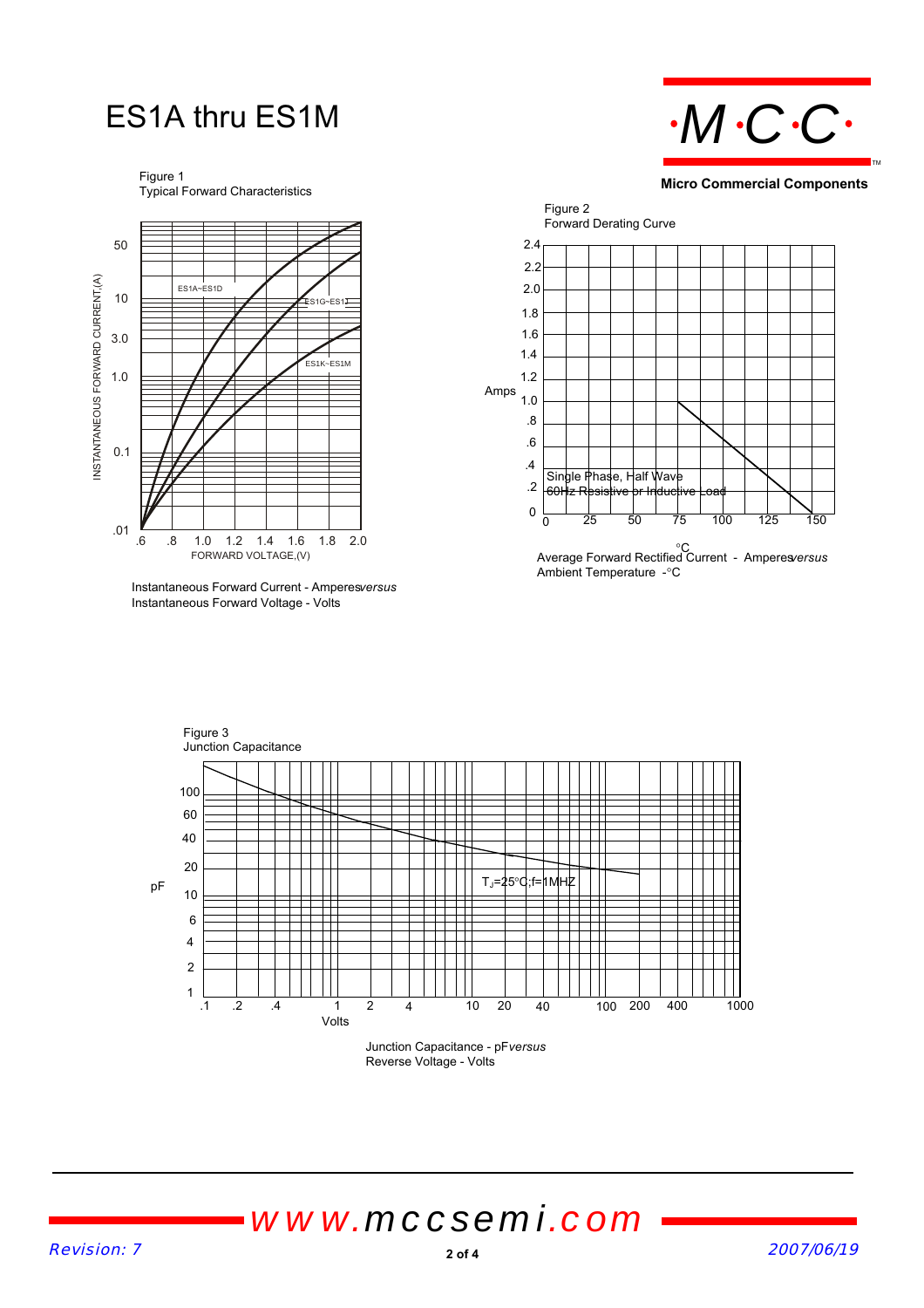# ES1A thru ES1M

**Micro Commercial Components**

Figure 1
Typical Forward Characteristics

INSTANTANEOUS FORWARD CURRENT,(A)

50
10
3.0
1.0
0.1
.01

ES1A~ES1D
ES1G~ES1J
ES1K~ES1M

.6 .8 1.0 1.2 1.4 1.6 1.8 2.0
FORWARD VOLTAGE,(V)

Instantaneous Forward Current - Amperes *versus*
Instantaneous Forward Voltage - Volts

Figure 2
Forward Derating Curve

Amps

2.4
2.2
2.0
1.8
1.6
1.4
1.2
1.0
.8
.6
.4
.2
0

Single Phase, Half Wave
60Hz Resistive or Inductive Load

0 25 50 75 100 125 150
°C

Average Forward Rectified Current - Amperes *versus*
Ambient Temperature - °C

Figure 3
Junction Capacitance

pF

100
60
40
20
10
6
4
2
1

$T_J$=25°C;f=1MHZ

.1 .2 .4 1 2 4 10 20 40 100 200 400 1000
Volts

Junction Capacitance - pF *versus*
Reverse Voltage - Volts

*www.mccsemi.com*

Revision: 7

2007/06/19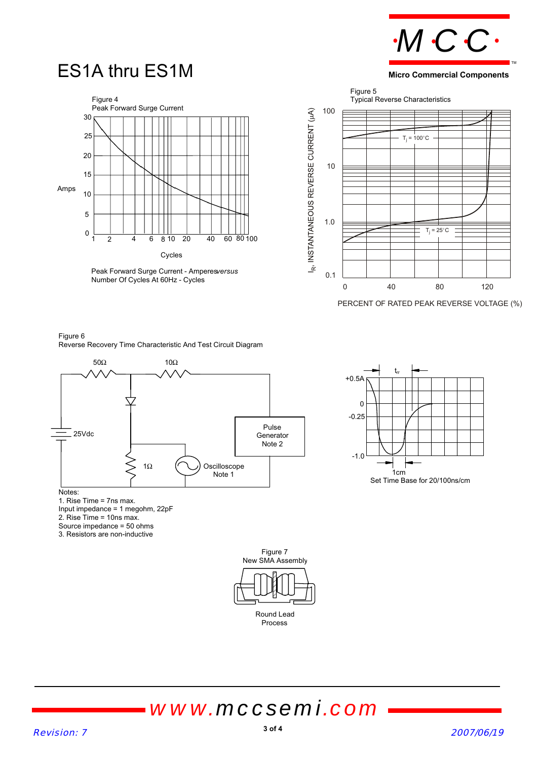# ES1A thru ES1M

Figure 4
Peak Forward Surge Current

Peak Forward Surge Current - Amperes *versus* Number Of Cycles At 60Hz - Cycles

Figure 5
Typical Reverse Characteristics

Figure 6
Reverse Recovery Time Characteristic And Test Circuit Diagram

Notes:
1. Rise Time = 7ns max.
Input impedance = 1 megohm, 22pF
2. Rise Time = 10ns max.
Source impedance = 50 ohms
3. Resistors are non-inductive

Set Time Base for 20/100ns/cm

Figure 7
New SMA Assembly

Round Lead Process

www.mccsemi.com

*Revision: 7* *2007/06/19*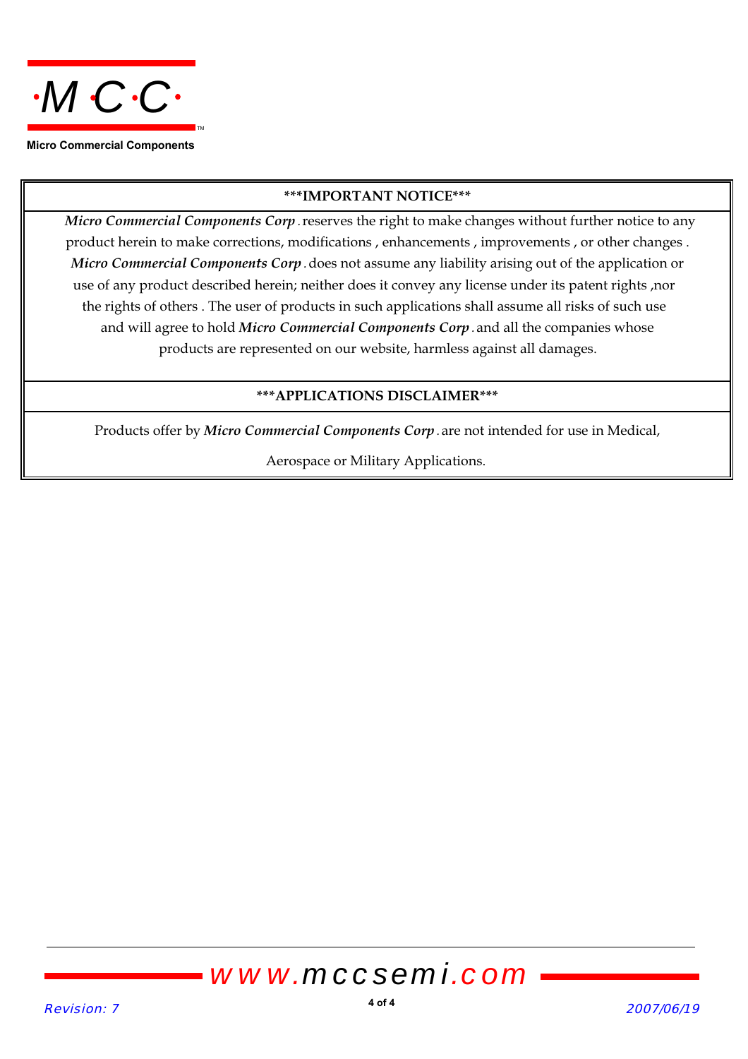Micro Commercial Components

## ***IMPORTANT NOTICE***

***Micro Commercial Components Corp*** . reserves the right to make changes without further notice to any product herein to make corrections, modifications , enhancements , improvements , or other changes . ***Micro Commercial Components Corp*** . does not assume any liability arising out of the application or use of any product described herein; neither does it convey any license under its patent rights ,nor the rights of others . The user of products in such applications shall assume all risks of such use and will agree to hold ***Micro Commercial Components Corp*** . and all the companies whose products are represented on our website, harmless against all damages.

## ***APPLICATIONS DISCLAIMER***

Products offer by ***Micro Commercial Components Corp*** . are not intended for use in Medical, Aerospace or Military Applications.